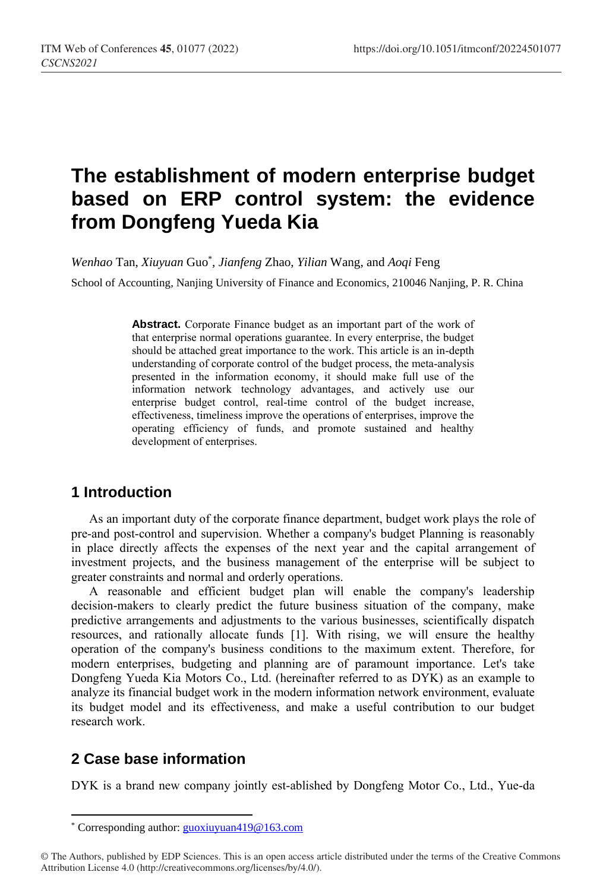# The establishment of modern enterprise budget based on ERP control system: the evidence from Dongfeng Yueda Kia

*Wenhao* Tan, *Xiuyuan* Guo*, *Jianfeng* Zhao, *Yilian* Wang, and *Aoqi* Feng

School of Accounting, Nanjing University of Finance and Economics, 210046 Nanjing, P. R. China

**Abstract.** Corporate Finance budget as an important part of the work of that enterprise normal operations guarantee. In every enterprise, the budget should be attached great importance to the work. This article is an in-depth understanding of corporate control of the budget process, the meta-analysis presented in the information economy, it should make full use of the information network technology advantages, and actively use our enterprise budget control, real-time control of the budget increase, effectiveness, timeliness improve the operations of enterprises, improve the operating efficiency of funds, and promote sustained and healthy development of enterprises.

## 1 Introduction

As an important duty of the corporate finance department, budget work plays the role of pre-and post-control and supervision. Whether a company's budget Planning is reasonably in place directly affects the expenses of the next year and the capital arrangement of investment projects, and the business management of the enterprise will be subject to greater constraints and normal and orderly operations.

A reasonable and efficient budget plan will enable the company's leadership decision-makers to clearly predict the future business situation of the company, make predictive arrangements and adjustments to the various businesses, scientifically dispatch resources, and rationally allocate funds [1]. With rising, we will ensure the healthy operation of the company's business conditions to the maximum extent. Therefore, for modern enterprises, budgeting and planning are of paramount importance. Let's take Dongfeng Yueda Kia Motors Co., Ltd. (hereinafter referred to as DYK) as an example to analyze its financial budget work in the modern information network environment, evaluate its budget model and its effectiveness, and make a useful contribution to our budget research work.

## 2 Case base information

DYK is a brand new company jointly est-ablished by Dongfeng Motor Co., Ltd., Yue-da

* Corresponding author: guoxiuyuan419@163.com

© The Authors, published by EDP Sciences. This is an open access article distributed under the terms of the Creative Commons Attribution License 4.0 (http://creativecommons.org/licenses/by/4.0/).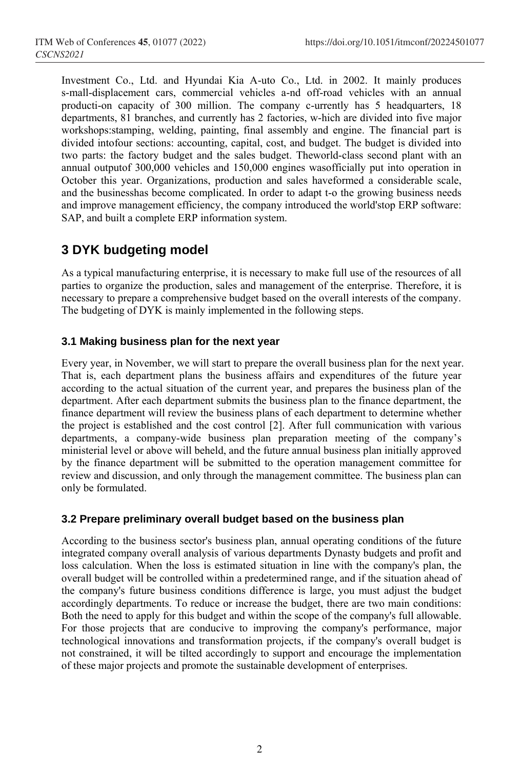Investment Co., Ltd. and Hyundai Kia A-uto Co., Ltd. in 2002. It mainly produces s-mall-displacement cars, commercial vehicles a-nd off-road vehicles with an annual producti-on capacity of 300 million. The company c-urrently has 5 headquarters, 18 departments, 81 branches, and currently has 2 factories, w-hich are divided into five major workshops:stamping, welding, painting, final assembly and engine. The financial part is divided intofour sections: accounting, capital, cost, and budget. The budget is divided into two parts: the factory budget and the sales budget. Theworld-class second plant with an annual outputof 300,000 vehicles and 150,000 engines wasofficially put into operation in October this year. Organizations, production and sales haveformed a considerable scale, and the businesshas become complicated. In order to adapt t-o the growing business needs and improve management efficiency, the company introduced the world'stop ERP software: SAP, and built a complete ERP information system.

## 3 DYK budgeting model

As a typical manufacturing enterprise, it is necessary to make full use of the resources of all parties to organize the production, sales and management of the enterprise. Therefore, it is necessary to prepare a comprehensive budget based on the overall interests of the company. The budgeting of DYK is mainly implemented in the following steps.

### 3.1 Making business plan for the next year

Every year, in November, we will start to prepare the overall business plan for the next year. That is, each department plans the business affairs and expenditures of the future year according to the actual situation of the current year, and prepares the business plan of the department. After each department submits the business plan to the finance department, the finance department will review the business plans of each department to determine whether the project is established and the cost control [2]. After full communication with various departments, a company-wide business plan preparation meeting of the company's ministerial level or above will beheld, and the future annual business plan initially approved by the finance department will be submitted to the operation management committee for review and discussion, and only through the management committee. The business plan can only be formulated.

### 3.2 Prepare preliminary overall budget based on the business plan

According to the business sector's business plan, annual operating conditions of the future integrated company overall analysis of various departments Dynasty budgets and profit and loss calculation. When the loss is estimated situation in line with the company's plan, the overall budget will be controlled within a predetermined range, and if the situation ahead of the company's future business conditions difference is large, you must adjust the budget accordingly departments. To reduce or increase the budget, there are two main conditions: Both the need to apply for this budget and within the scope of the company's full allowable. For those projects that are conducive to improving the company's performance, major technological innovations and transformation projects, if the company's overall budget is not constrained, it will be tilted accordingly to support and encourage the implementation of these major projects and promote the sustainable development of enterprises.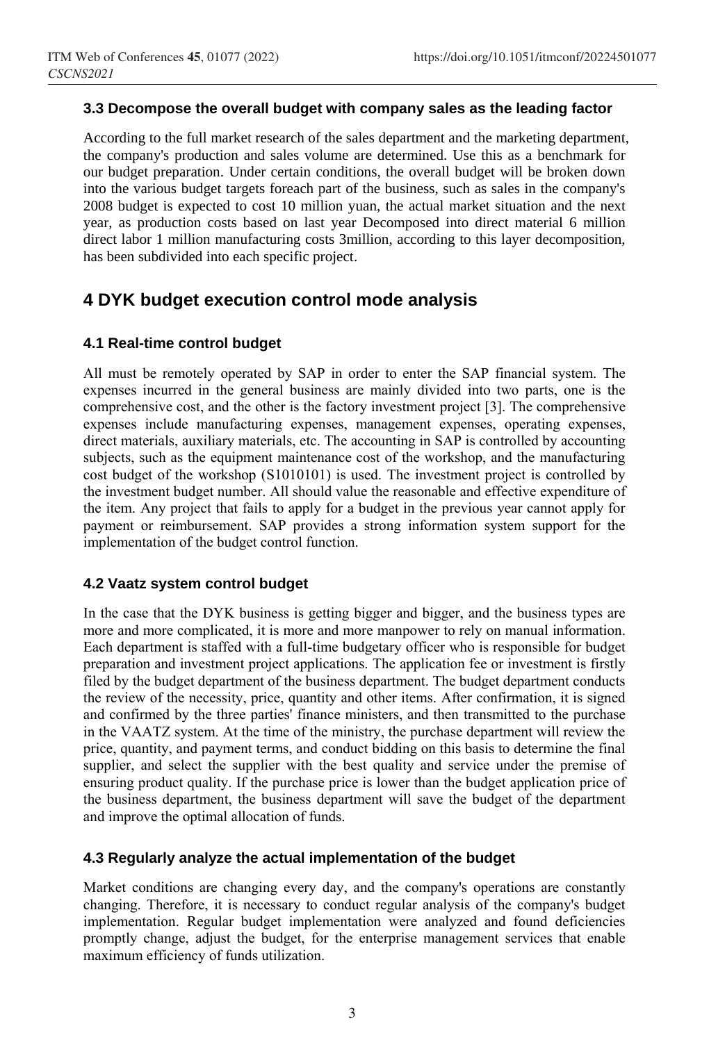### 3.3 Decompose the overall budget with company sales as the leading factor

According to the full market research of the sales department and the marketing department, the company's production and sales volume are determined. Use this as a benchmark for our budget preparation. Under certain conditions, the overall budget will be broken down into the various budget targets foreach part of the business, such as sales in the company's 2008 budget is expected to cost 10 million yuan, the actual market situation and the next year, as production costs based on last year Decomposed into direct material 6 million direct labor 1 million manufacturing costs 3million, according to this layer decomposition, has been subdivided into each specific project.

## 4 DYK budget execution control mode analysis

### 4.1 Real-time control budget

All must be remotely operated by SAP in order to enter the SAP financial system. The expenses incurred in the general business are mainly divided into two parts, one is the comprehensive cost, and the other is the factory investment project [3]. The comprehensive expenses include manufacturing expenses, management expenses, operating expenses, direct materials, auxiliary materials, etc. The accounting in SAP is controlled by accounting subjects, such as the equipment maintenance cost of the workshop, and the manufacturing cost budget of the workshop (S1010101) is used. The investment project is controlled by the investment budget number. All should value the reasonable and effective expenditure of the item. Any project that fails to apply for a budget in the previous year cannot apply for payment or reimbursement. SAP provides a strong information system support for the implementation of the budget control function.

### 4.2 Vaatz system control budget

In the case that the DYK business is getting bigger and bigger, and the business types are more and more complicated, it is more and more manpower to rely on manual information. Each department is staffed with a full-time budgetary officer who is responsible for budget preparation and investment project applications. The application fee or investment is firstly filed by the budget department of the business department. The budget department conducts the review of the necessity, price, quantity and other items. After confirmation, it is signed and confirmed by the three parties' finance ministers, and then transmitted to the purchase in the VAATZ system. At the time of the ministry, the purchase department will review the price, quantity, and payment terms, and conduct bidding on this basis to determine the final supplier, and select the supplier with the best quality and service under the premise of ensuring product quality. If the purchase price is lower than the budget application price of the business department, the business department will save the budget of the department and improve the optimal allocation of funds.

### 4.3 Regularly analyze the actual implementation of the budget

Market conditions are changing every day, and the company's operations are constantly changing. Therefore, it is necessary to conduct regular analysis of the company's budget implementation. Regular budget implementation were analyzed and found deficiencies promptly change, adjust the budget, for the enterprise management services that enable maximum efficiency of funds utilization.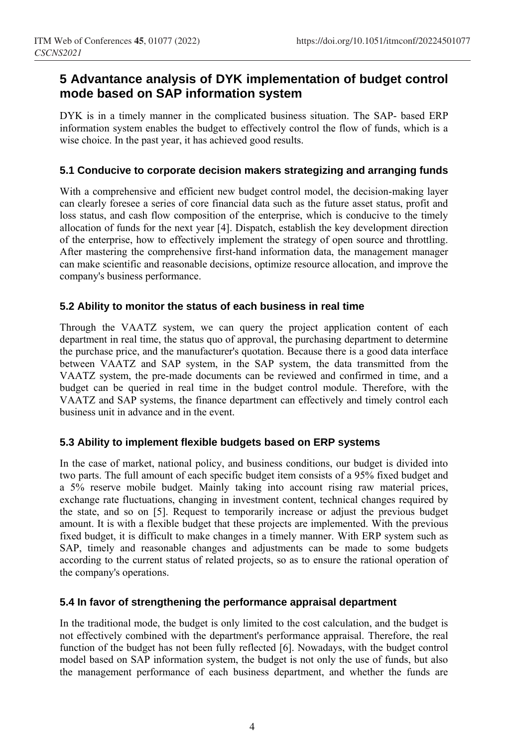## 5 Advantance analysis of DYK implementation of budget control mode based on SAP information system

DYK is in a timely manner in the complicated business situation. The SAP- based ERP information system enables the budget to effectively control the flow of funds, which is a wise choice. In the past year, it has achieved good results.

### 5.1 Conducive to corporate decision makers strategizing and arranging funds

With a comprehensive and efficient new budget control model, the decision-making layer can clearly foresee a series of core financial data such as the future asset status, profit and loss status, and cash flow composition of the enterprise, which is conducive to the timely allocation of funds for the next year [4]. Dispatch, establish the key development direction of the enterprise, how to effectively implement the strategy of open source and throttling. After mastering the comprehensive first-hand information data, the management manager can make scientific and reasonable decisions, optimize resource allocation, and improve the company's business performance.

### 5.2 Ability to monitor the status of each business in real time

Through the VAATZ system, we can query the project application content of each department in real time, the status quo of approval, the purchasing department to determine the purchase price, and the manufacturer's quotation. Because there is a good data interface between VAATZ and SAP system, in the SAP system, the data transmitted from the VAATZ system, the pre-made documents can be reviewed and confirmed in time, and a budget can be queried in real time in the budget control module. Therefore, with the VAATZ and SAP systems, the finance department can effectively and timely control each business unit in advance and in the event.

### 5.3 Ability to implement flexible budgets based on ERP systems

In the case of market, national policy, and business conditions, our budget is divided into two parts. The full amount of each specific budget item consists of a 95% fixed budget and a 5% reserve mobile budget. Mainly taking into account rising raw material prices, exchange rate fluctuations, changing in investment content, technical changes required by the state, and so on [5]. Request to temporarily increase or adjust the previous budget amount. It is with a flexible budget that these projects are implemented. With the previous fixed budget, it is difficult to make changes in a timely manner. With ERP system such as SAP, timely and reasonable changes and adjustments can be made to some budgets according to the current status of related projects, so as to ensure the rational operation of the company's operations.

### 5.4 In favor of strengthening the performance appraisal department

In the traditional mode, the budget is only limited to the cost calculation, and the budget is not effectively combined with the department's performance appraisal. Therefore, the real function of the budget has not been fully reflected [6]. Nowadays, with the budget control model based on SAP information system, the budget is not only the use of funds, but also the management performance of each business department, and whether the funds are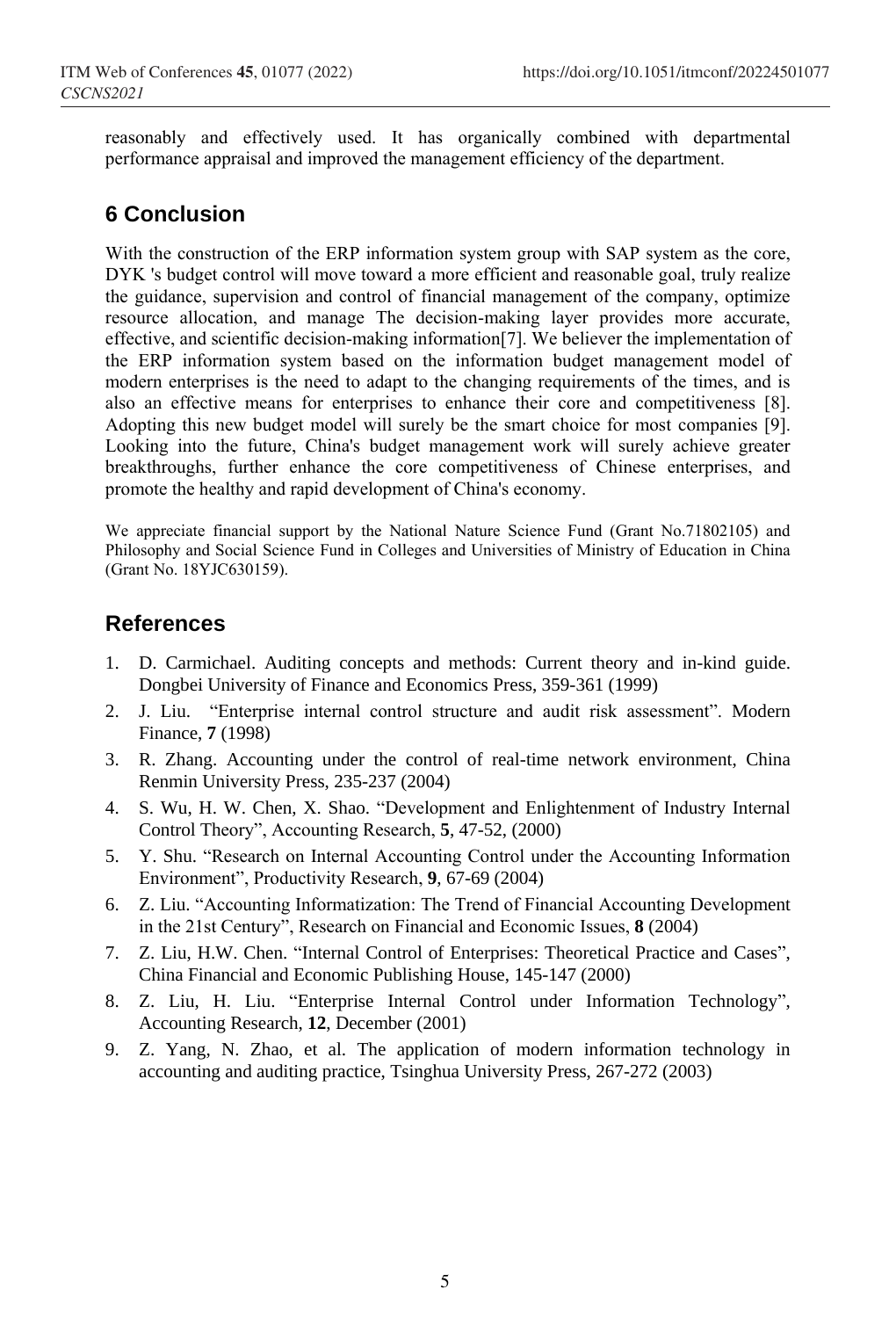reasonably and effectively used. It has organically combined with departmental performance appraisal and improved the management efficiency of the department.

## 6 Conclusion

With the construction of the ERP information system group with SAP system as the core, DYK 's budget control will move toward a more efficient and reasonable goal, truly realize the guidance, supervision and control of financial management of the company, optimize resource allocation, and manage The decision-making layer provides more accurate, effective, and scientific decision-making information[7]. We believer the implementation of the ERP information system based on the information budget management model of modern enterprises is the need to adapt to the changing requirements of the times, and is also an effective means for enterprises to enhance their core and competitiveness [8]. Adopting this new budget model will surely be the smart choice for most companies [9]. Looking into the future, China's budget management work will surely achieve greater breakthroughs, further enhance the core competitiveness of Chinese enterprises, and promote the healthy and rapid development of China's economy.

We appreciate financial support by the National Nature Science Fund (Grant No.71802105) and Philosophy and Social Science Fund in Colleges and Universities of Ministry of Education in China (Grant No. 18YJC630159).

## References

1. D. Carmichael. Auditing concepts and methods: Current theory and in-kind guide. Dongbei University of Finance and Economics Press, 359-361 (1999)
2. J. Liu. "Enterprise internal control structure and audit risk assessment". Modern Finance, **7** (1998)
3. R. Zhang. Accounting under the control of real-time network environment, China Renmin University Press, 235-237 (2004)
4. S. Wu, H. W. Chen, X. Shao. "Development and Enlightenment of Industry Internal Control Theory", Accounting Research, **5**, 47-52, (2000)
5. Y. Shu. "Research on Internal Accounting Control under the Accounting Information Environment", Productivity Research, **9**, 67-69 (2004)
6. Z. Liu. "Accounting Informatization: The Trend of Financial Accounting Development in the 21st Century", Research on Financial and Economic Issues, **8** (2004)
7. Z. Liu, H.W. Chen. "Internal Control of Enterprises: Theoretical Practice and Cases", China Financial and Economic Publishing House, 145-147 (2000)
8. Z. Liu, H. Liu. "Enterprise Internal Control under Information Technology", Accounting Research, **12**, December (2001)
9. Z. Yang, N. Zhao, et al. The application of modern information technology in accounting and auditing practice, Tsinghua University Press, 267-272 (2003)